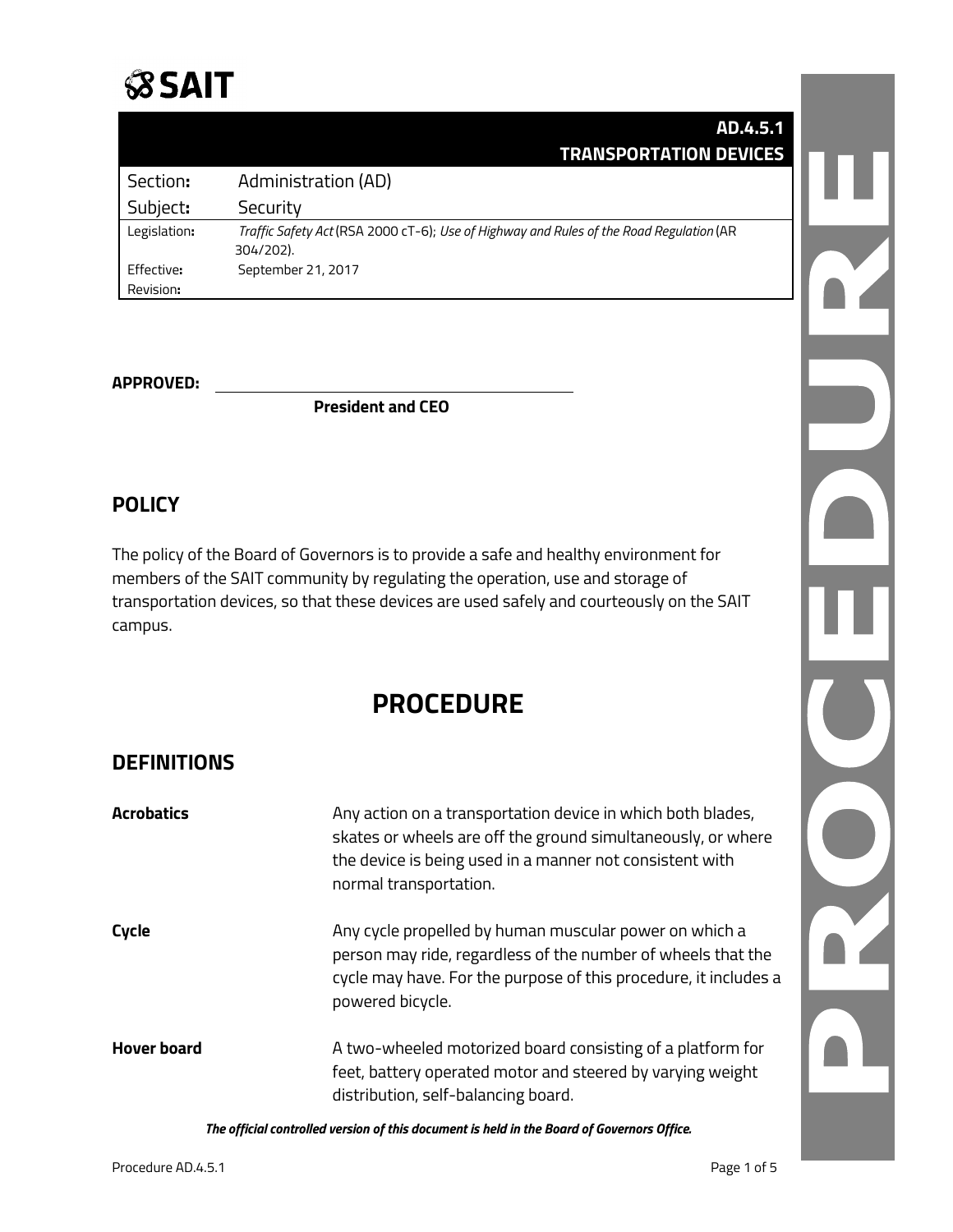SAIT

# AD.4.5.1 TRANSPORTATION DEVICES

| | |
|---|---|
| Section: | Administration (AD) |
| Subject: | Security |
| Legislation: | *Traffic Safety Act* (RSA 2000 cT-6); *Use of Highway and Rules of the Road Regulation* (AR 304/202). |
| Effective: | September 21, 2017 |
| Revision: | |

**APPROVED:** ______________________________

**President and CEO**

## POLICY

The policy of the Board of Governors is to provide a safe and healthy environment for members of the SAIT community by regulating the operation, use and storage of transportation devices, so that these devices are used safely and courteously on the SAIT campus.

# PROCEDURE

## DEFINITIONS

**Acrobatics** Any action on a transportation device in which both blades, skates or wheels are off the ground simultaneously, or where the device is being used in a manner not consistent with normal transportation.

**Cycle** Any cycle propelled by human muscular power on which a person may ride, regardless of the number of wheels that the cycle may have. For the purpose of this procedure, it includes a powered bicycle.

**Hover board** A two-wheeled motorized board consisting of a platform for feet, battery operated motor and steered by varying weight distribution, self-balancing board.

***The official controlled version of this document is held in the Board of Governors Office.***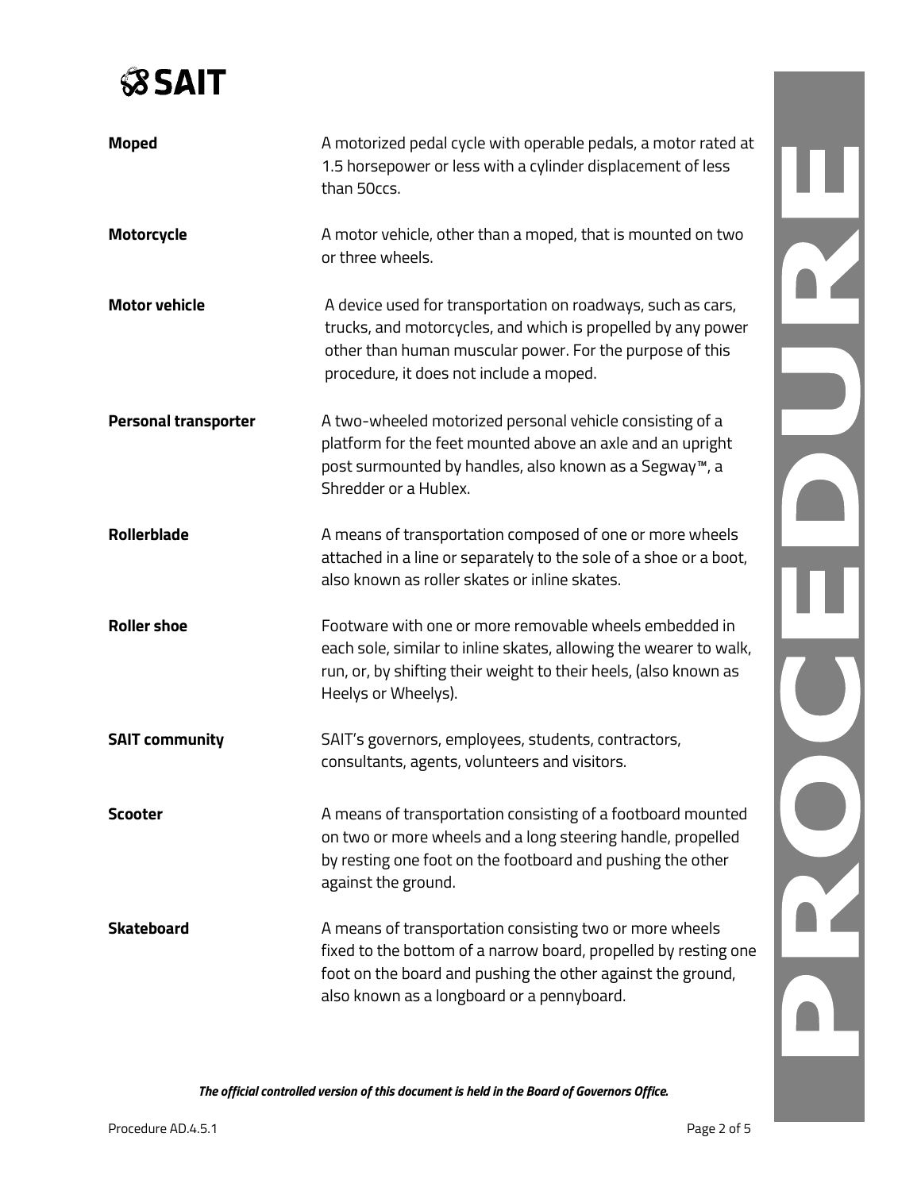| | |
|---|---|
| **Moped** | A motorized pedal cycle with operable pedals, a motor rated at 1.5 horsepower or less with a cylinder displacement of less than 50ccs. |
| **Motorcycle** | A motor vehicle, other than a moped, that is mounted on two or three wheels. |
| **Motor vehicle** | A device used for transportation on roadways, such as cars, trucks, and motorcycles, and which is propelled by any power other than human muscular power. For the purpose of this procedure, it does not include a moped. |
| **Personal transporter** | A two-wheeled motorized personal vehicle consisting of a platform for the feet mounted above an axle and an upright post surmounted by handles, also known as a Segway™, a Shredder or a Hublex. |
| **Rollerblade** | A means of transportation composed of one or more wheels attached in a line or separately to the sole of a shoe or a boot, also known as roller skates or inline skates. |
| **Roller shoe** | Footware with one or more removable wheels embedded in each sole, similar to inline skates, allowing the wearer to walk, run, or, by shifting their weight to their heels, (also known as Heelys or Wheelys). |
| **SAIT community** | SAIT's governors, employees, students, contractors, consultants, agents, volunteers and visitors. |
| **Scooter** | A means of transportation consisting of a footboard mounted on two or more wheels and a long steering handle, propelled by resting one foot on the footboard and pushing the other against the ground. |
| **Skateboard** | A means of transportation consisting two or more wheels fixed to the bottom of a narrow board, propelled by resting one foot on the board and pushing the other against the ground, also known as a longboard or a pennyboard. |

*The official controlled version of this document is held in the Board of Governors Office.*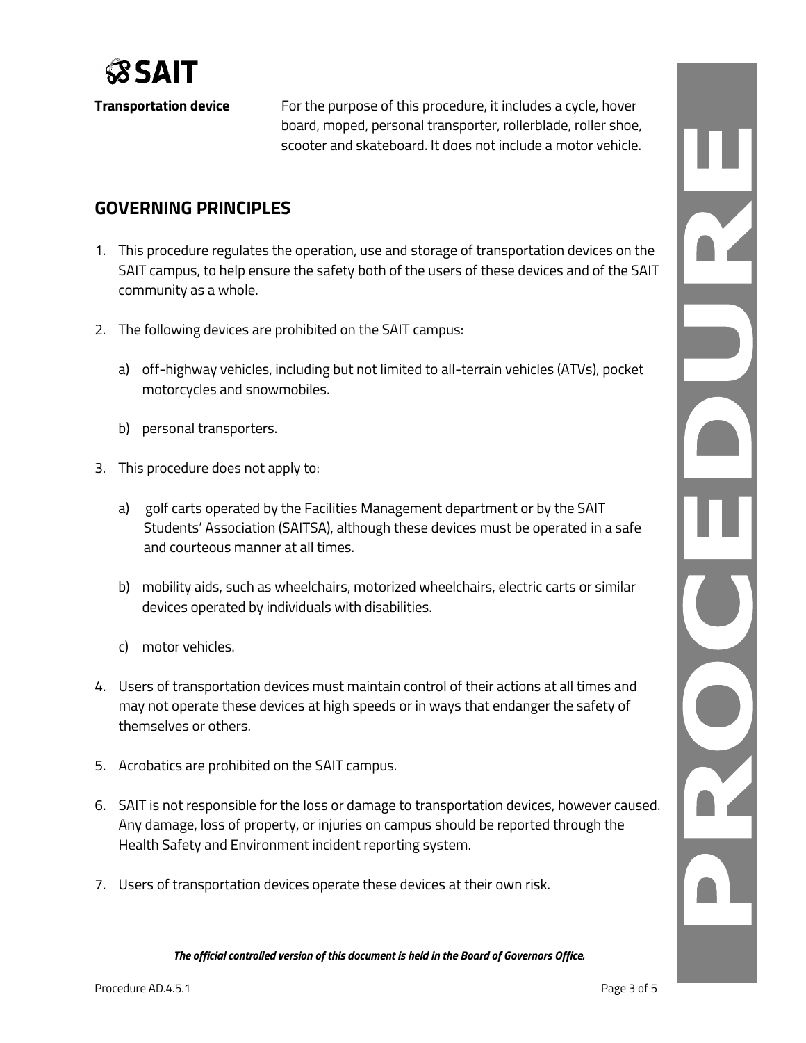**Transportation device** For the purpose of this procedure, it includes a cycle, hover board, moped, personal transporter, rollerblade, roller shoe, scooter and skateboard. It does not include a motor vehicle.

## GOVERNING PRINCIPLES

1. This procedure regulates the operation, use and storage of transportation devices on the SAIT campus, to help ensure the safety both of the users of these devices and of the SAIT community as a whole.

2. The following devices are prohibited on the SAIT campus:

   a) off-highway vehicles, including but not limited to all-terrain vehicles (ATVs), pocket motorcycles and snowmobiles.

   b) personal transporters.

3. This procedure does not apply to:

   a) golf carts operated by the Facilities Management department or by the SAIT Students' Association (SAITSA), although these devices must be operated in a safe and courteous manner at all times.

   b) mobility aids, such as wheelchairs, motorized wheelchairs, electric carts or similar devices operated by individuals with disabilities.

   c) motor vehicles.

4. Users of transportation devices must maintain control of their actions at all times and may not operate these devices at high speeds or in ways that endanger the safety of themselves or others.

5. Acrobatics are prohibited on the SAIT campus.

6. SAIT is not responsible for the loss or damage to transportation devices, however caused. Any damage, loss of property, or injuries on campus should be reported through the Health Safety and Environment incident reporting system.

7. Users of transportation devices operate these devices at their own risk.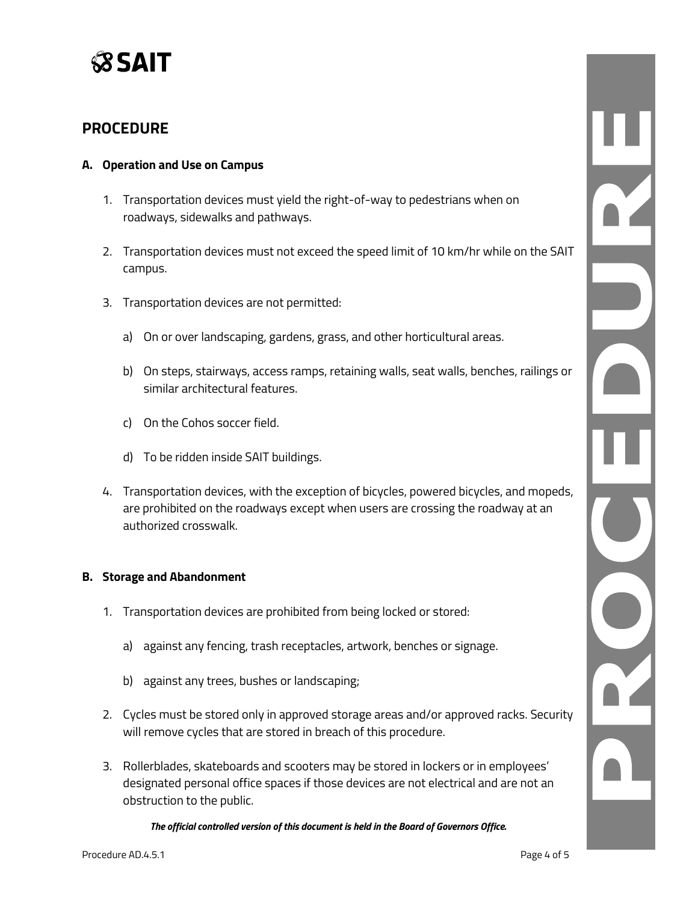## PROCEDURE

### A. Operation and Use on Campus

1. Transportation devices must yield the right-of-way to pedestrians when on roadways, sidewalks and pathways.

2. Transportation devices must not exceed the speed limit of 10 km/hr while on the SAIT campus.

3. Transportation devices are not permitted:

   a) On or over landscaping, gardens, grass, and other horticultural areas.

   b) On steps, stairways, access ramps, retaining walls, seat walls, benches, railings or similar architectural features.

   c) On the Cohos soccer field.

   d) To be ridden inside SAIT buildings.

4. Transportation devices, with the exception of bicycles, powered bicycles, and mopeds, are prohibited on the roadways except when users are crossing the roadway at an authorized crosswalk.

### B. Storage and Abandonment

1. Transportation devices are prohibited from being locked or stored:

   a) against any fencing, trash receptacles, artwork, benches or signage.

   b) against any trees, bushes or landscaping;

2. Cycles must be stored only in approved storage areas and/or approved racks. Security will remove cycles that are stored in breach of this procedure.

3. Rollerblades, skateboards and scooters may be stored in lockers or in employees' designated personal office spaces if those devices are not electrical and are not an obstruction to the public.

***The official controlled version of this document is held in the Board of Governors Office.***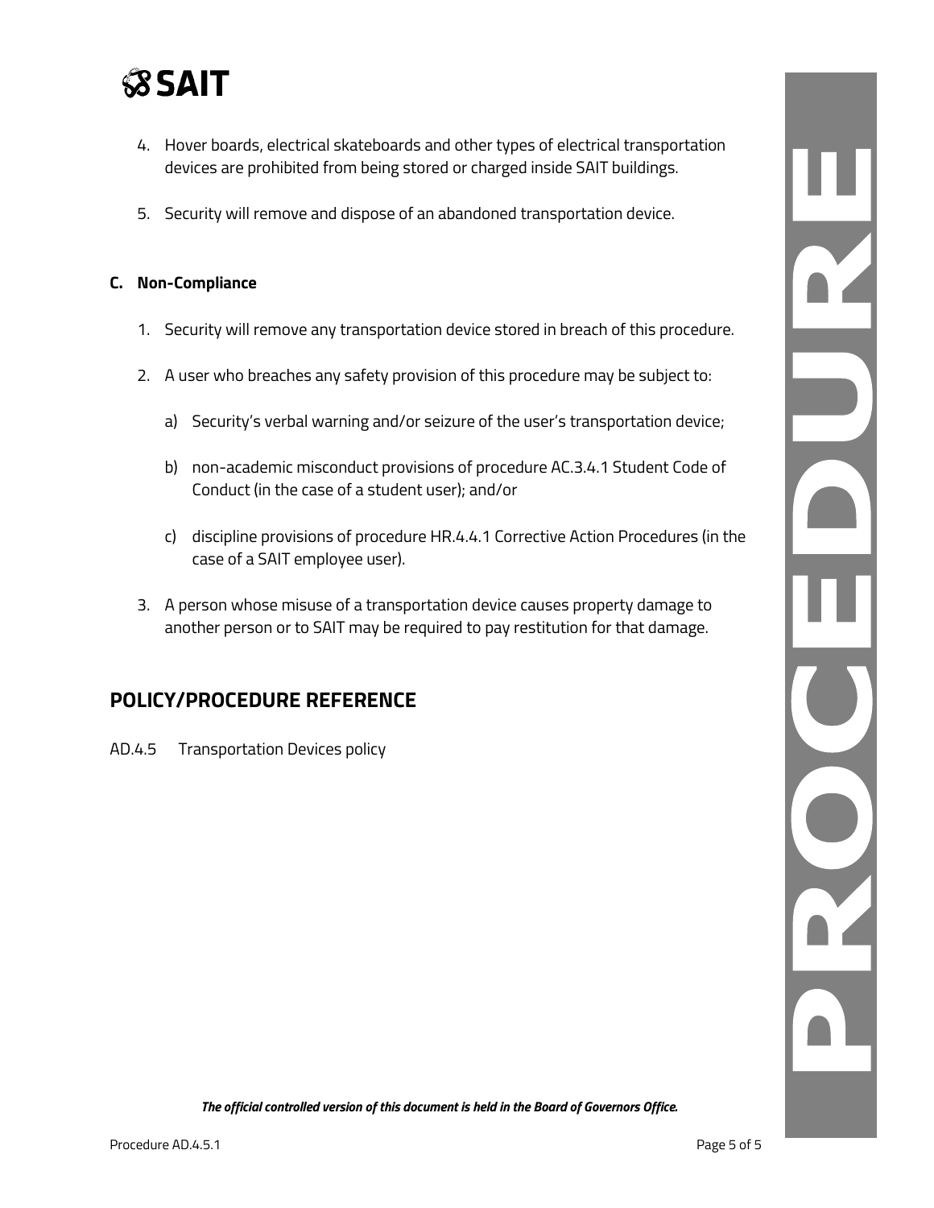4. Hover boards, electrical skateboards and other types of electrical transportation devices are prohibited from being stored or charged inside SAIT buildings.

5. Security will remove and dispose of an abandoned transportation device.

**C. Non-Compliance**

1. Security will remove any transportation device stored in breach of this procedure.

2. A user who breaches any safety provision of this procedure may be subject to:

   a) Security's verbal warning and/or seizure of the user's transportation device;

   b) non-academic misconduct provisions of procedure AC.3.4.1 Student Code of Conduct (in the case of a student user); and/or

   c) discipline provisions of procedure HR.4.4.1 Corrective Action Procedures (in the case of a SAIT employee user).

3. A person whose misuse of a transportation device causes property damage to another person or to SAIT may be required to pay restitution for that damage.

## POLICY/PROCEDURE REFERENCE

AD.4.5 Transportation Devices policy

***The official controlled version of this document is held in the Board of Governors Office.***